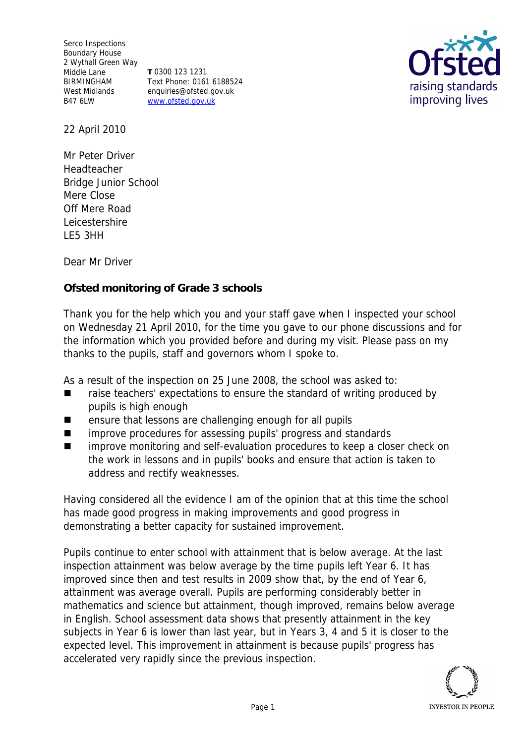Serco Inspections
Boundary House
2 Wythall Green Way
Middle Lane
BIRMINGHAM
West Midlands
B47 6LW

**T** 0300 123 1231
Text Phone: 0161 6188524
enquiries@ofsted.gov.uk
www.ofsted.gov.uk

22 April 2010

Mr Peter Driver
Headteacher
Bridge Junior School
Mere Close
Off Mere Road
Leicestershire
LE5 3HH

Dear Mr Driver

**Ofsted monitoring of Grade 3 schools**

Thank you for the help which you and your staff gave when I inspected your school on Wednesday 21 April 2010, for the time you gave to our phone discussions and for the information which you provided before and during my visit. Please pass on my thanks to the pupils, staff and governors whom I spoke to.

As a result of the inspection on 25 June 2008, the school was asked to:

- raise teachers' expectations to ensure the standard of writing produced by pupils is high enough
- ensure that lessons are challenging enough for all pupils
- improve procedures for assessing pupils' progress and standards
- improve monitoring and self-evaluation procedures to keep a closer check on the work in lessons and in pupils' books and ensure that action is taken to address and rectify weaknesses.

Having considered all the evidence I am of the opinion that at this time the school has made good progress in making improvements and good progress in demonstrating a better capacity for sustained improvement.

Pupils continue to enter school with attainment that is below average. At the last inspection attainment was below average by the time pupils left Year 6. It has improved since then and test results in 2009 show that, by the end of Year 6, attainment was average overall. Pupils are performing considerably better in mathematics and science but attainment, though improved, remains below average in English. School assessment data shows that presently attainment in the key subjects in Year 6 is lower than last year, but in Years 3, 4 and 5 it is closer to the expected level. This improvement in attainment is because pupils' progress has accelerated very rapidly since the previous inspection.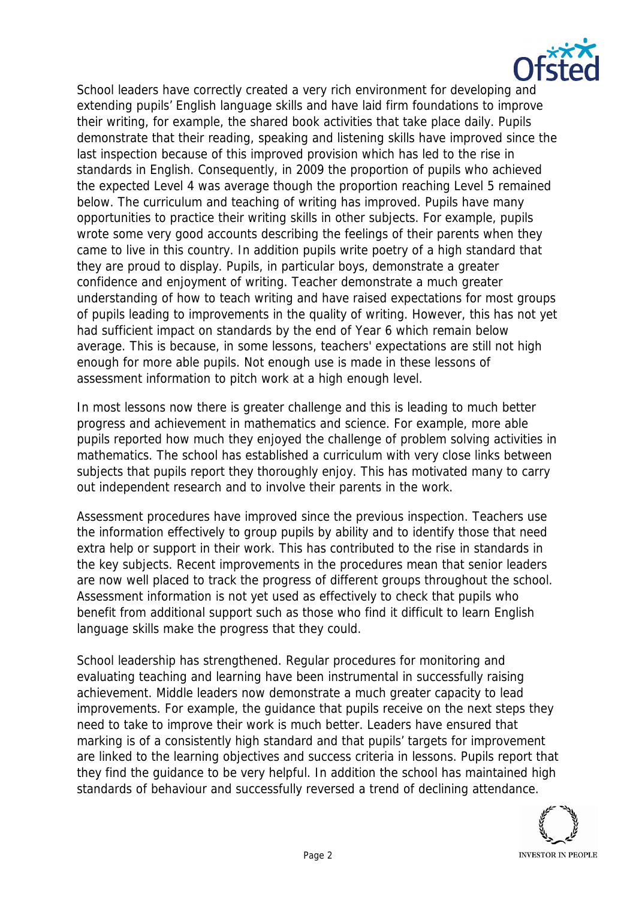School leaders have correctly created a very rich environment for developing and extending pupils' English language skills and have laid firm foundations to improve their writing, for example, the shared book activities that take place daily. Pupils demonstrate that their reading, speaking and listening skills have improved since the last inspection because of this improved provision which has led to the rise in standards in English. Consequently, in 2009 the proportion of pupils who achieved the expected Level 4 was average though the proportion reaching Level 5 remained below. The curriculum and teaching of writing has improved. Pupils have many opportunities to practice their writing skills in other subjects. For example, pupils wrote some very good accounts describing the feelings of their parents when they came to live in this country. In addition pupils write poetry of a high standard that they are proud to display. Pupils, in particular boys, demonstrate a greater confidence and enjoyment of writing. Teacher demonstrate a much greater understanding of how to teach writing and have raised expectations for most groups of pupils leading to improvements in the quality of writing. However, this has not yet had sufficient impact on standards by the end of Year 6 which remain below average. This is because, in some lessons, teachers' expectations are still not high enough for more able pupils. Not enough use is made in these lessons of assessment information to pitch work at a high enough level.

In most lessons now there is greater challenge and this is leading to much better progress and achievement in mathematics and science. For example, more able pupils reported how much they enjoyed the challenge of problem solving activities in mathematics. The school has established a curriculum with very close links between subjects that pupils report they thoroughly enjoy. This has motivated many to carry out independent research and to involve their parents in the work.

Assessment procedures have improved since the previous inspection. Teachers use the information effectively to group pupils by ability and to identify those that need extra help or support in their work. This has contributed to the rise in standards in the key subjects. Recent improvements in the procedures mean that senior leaders are now well placed to track the progress of different groups throughout the school. Assessment information is not yet used as effectively to check that pupils who benefit from additional support such as those who find it difficult to learn English language skills make the progress that they could.

School leadership has strengthened. Regular procedures for monitoring and evaluating teaching and learning have been instrumental in successfully raising achievement. Middle leaders now demonstrate a much greater capacity to lead improvements. For example, the guidance that pupils receive on the next steps they need to take to improve their work is much better. Leaders have ensured that marking is of a consistently high standard and that pupils' targets for improvement are linked to the learning objectives and success criteria in lessons. Pupils report that they find the guidance to be very helpful. In addition the school has maintained high standards of behaviour and successfully reversed a trend of declining attendance.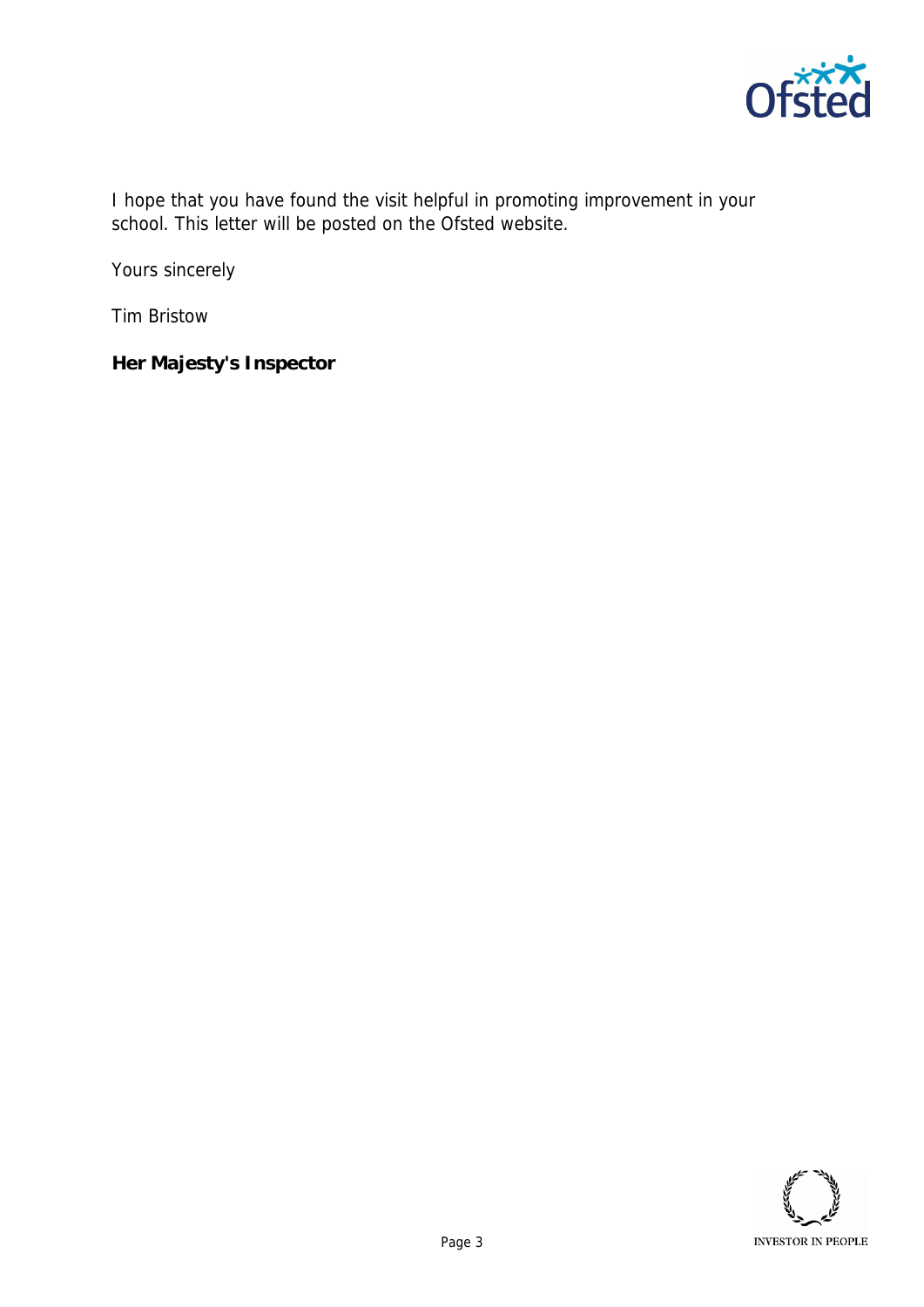I hope that you have found the visit helpful in promoting improvement in your school. This letter will be posted on the Ofsted website.

Yours sincerely

Tim Bristow

**Her Majesty's Inspector**